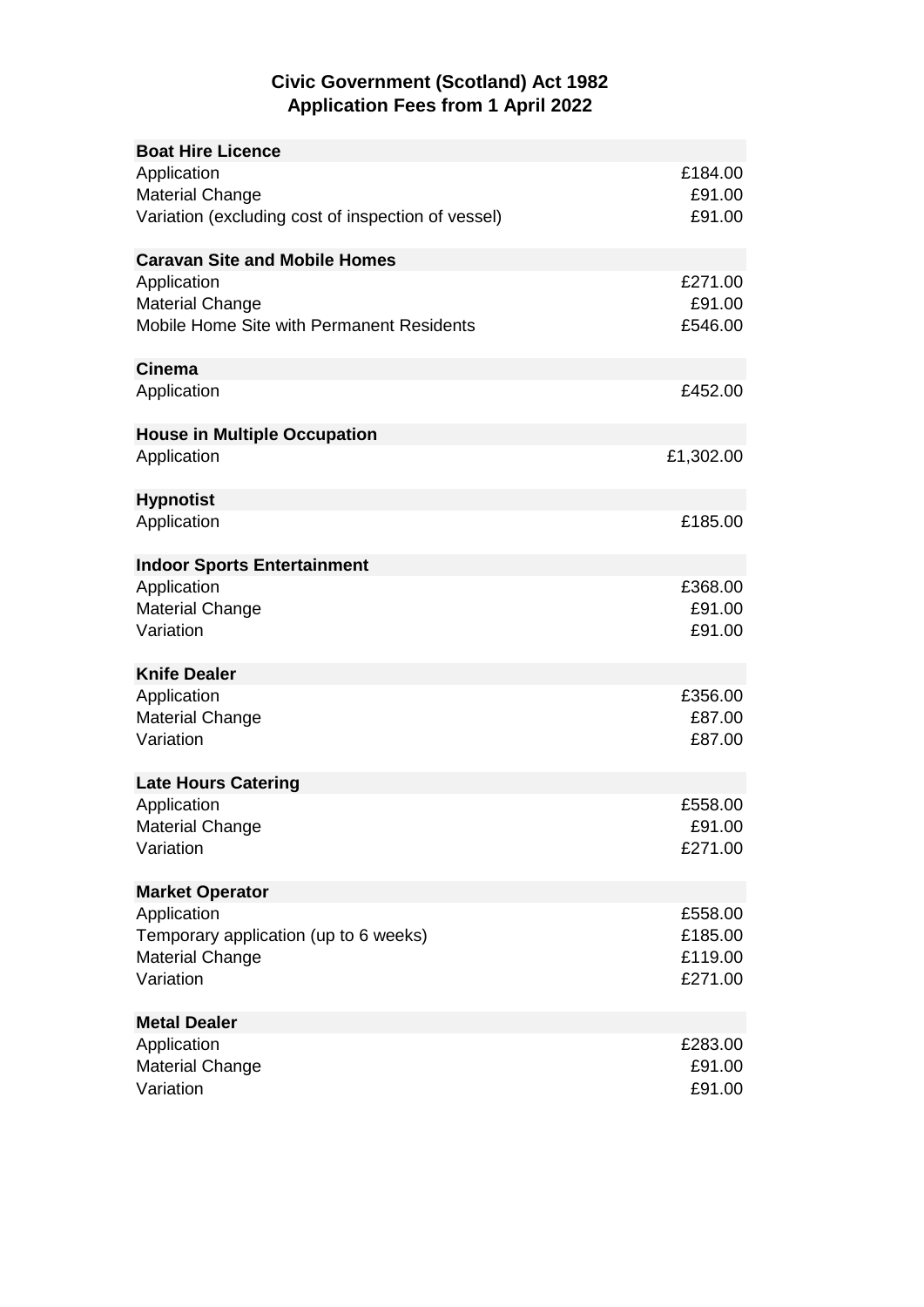**Civic Government (Scotland) Act 1982**
**Application Fees from 1 April 2022**

| **Boat Hire Licence** | |
|---|---|
| Application | £184.00 |
| Material Change | £91.00 |
| Variation (excluding cost of inspection of vessel) | £91.00 |
| | |
| **Caravan Site and Mobile Homes** | |
| Application | £271.00 |
| Material Change | £91.00 |
| Mobile Home Site with Permanent Residents | £546.00 |
| | |
| **Cinema** | |
| Application | £452.00 |
| | |
| **House in Multiple Occupation** | |
| Application | £1,302.00 |
| | |
| **Hypnotist** | |
| Application | £185.00 |
| | |
| **Indoor Sports Entertainment** | |
| Application | £368.00 |
| Material Change | £91.00 |
| Variation | £91.00 |
| | |
| **Knife Dealer** | |
| Application | £356.00 |
| Material Change | £87.00 |
| Variation | £87.00 |
| | |
| **Late Hours Catering** | |
| Application | £558.00 |
| Material Change | £91.00 |
| Variation | £271.00 |
| | |
| **Market Operator** | |
| Application | £558.00 |
| Temporary application (up to 6 weeks) | £185.00 |
| Material Change | £119.00 |
| Variation | £271.00 |
| | |
| **Metal Dealer** | |
| Application | £283.00 |
| Material Change | £91.00 |
| Variation | £91.00 |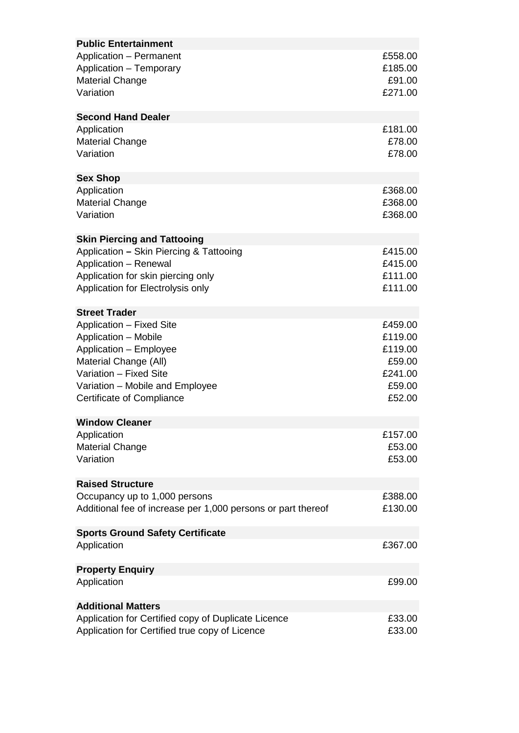| | |
|---|---|
| **Public Entertainment** | |
| Application – Permanent | £558.00 |
| Application – Temporary | £185.00 |
| Material Change | £91.00 |
| Variation | £271.00 |
| | |
| **Second Hand Dealer** | |
| Application | £181.00 |
| Material Change | £78.00 |
| Variation | £78.00 |
| | |
| **Sex Shop** | |
| Application | £368.00 |
| Material Change | £368.00 |
| Variation | £368.00 |
| | |
| **Skin Piercing and Tattooing** | |
| Application **–** Skin Piercing & Tattooing | £415.00 |
| Application – Renewal | £415.00 |
| Application for skin piercing only | £111.00 |
| Application for Electrolysis only | £111.00 |
| | |
| **Street Trader** | |
| Application – Fixed Site | £459.00 |
| Application – Mobile | £119.00 |
| Application – Employee | £119.00 |
| Material Change (All) | £59.00 |
| Variation – Fixed Site | £241.00 |
| Variation – Mobile and Employee | £59.00 |
| Certificate of Compliance | £52.00 |
| | |
| **Window Cleaner** | |
| Application | £157.00 |
| Material Change | £53.00 |
| Variation | £53.00 |
| | |
| **Raised Structure** | |
| Occupancy up to 1,000 persons | £388.00 |
| Additional fee of increase per 1,000 persons or part thereof | £130.00 |
| | |
| **Sports Ground Safety Certificate** | |
| Application | £367.00 |
| | |
| **Property Enquiry** | |
| Application | £99.00 |
| | |
| **Additional Matters** | |
| Application for Certified copy of Duplicate Licence | £33.00 |
| Application for Certified true copy of Licence | £33.00 |